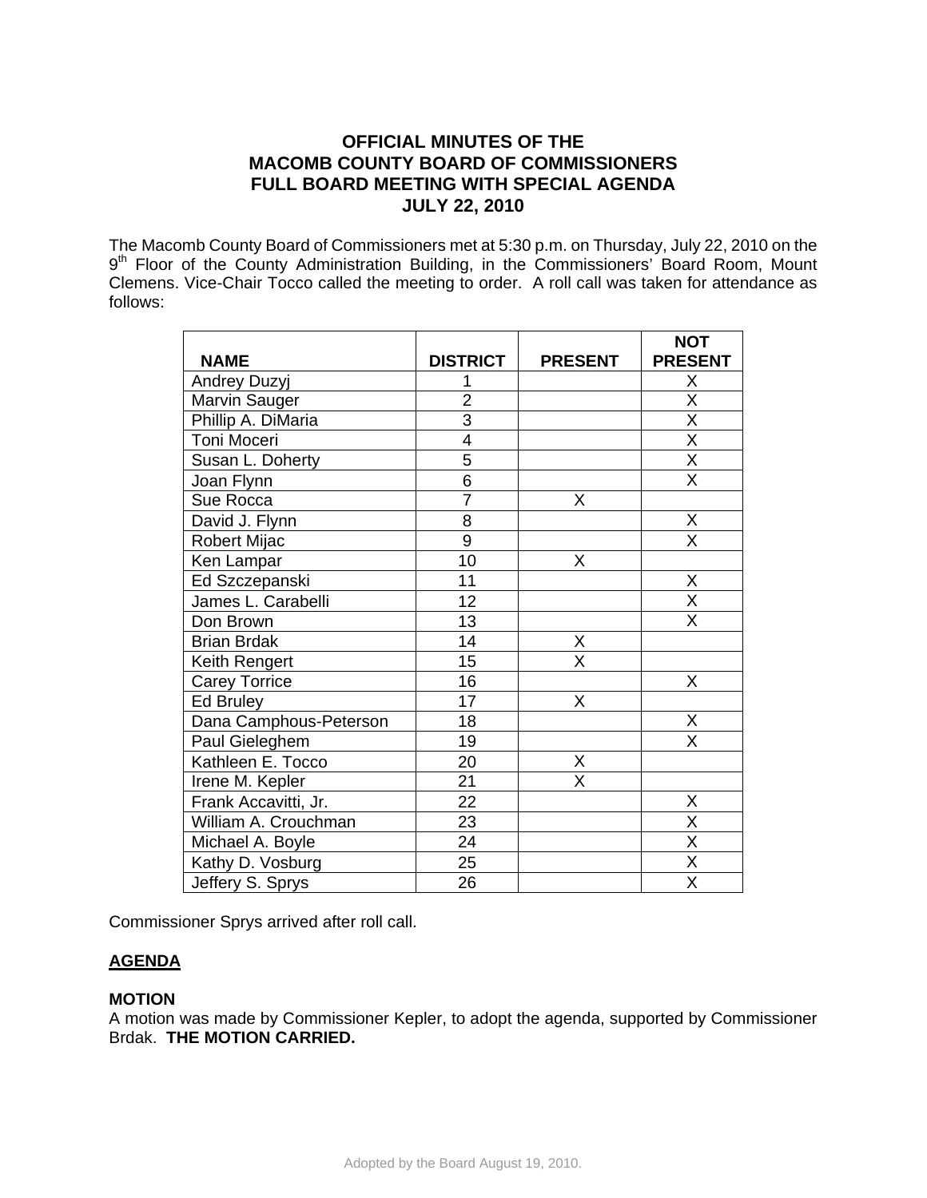# OFFICIAL MINUTES OF THE MACOMB COUNTY BOARD OF COMMISSIONERS FULL BOARD MEETING WITH SPECIAL AGENDA JULY 22, 2010

The Macomb County Board of Commissioners met at 5:30 p.m. on Thursday, July 22, 2010 on the 9th Floor of the County Administration Building, in the Commissioners' Board Room, Mount Clemens. Vice-Chair Tocco called the meeting to order. A roll call was taken for attendance as follows:

| NAME | DISTRICT | PRESENT | NOT PRESENT |
|---|---|---|---|
| Andrey Duzyj | 1 | | X |
| Marvin Sauger | 2 | | X |
| Phillip A. DiMaria | 3 | | X |
| Toni Moceri | 4 | | X |
| Susan L. Doherty | 5 | | X |
| Joan Flynn | 6 | | X |
| Sue Rocca | 7 | X | |
| David J. Flynn | 8 | | X |
| Robert Mijac | 9 | | X |
| Ken Lampar | 10 | X | |
| Ed Szczepanski | 11 | | X |
| James L. Carabelli | 12 | | X |
| Don Brown | 13 | | X |
| Brian Brdak | 14 | X | |
| Keith Rengert | 15 | X | |
| Carey Torrice | 16 | | X |
| Ed Bruley | 17 | X | |
| Dana Camphous-Peterson | 18 | | X |
| Paul Gieleghem | 19 | | X |
| Kathleen E. Tocco | 20 | X | |
| Irene M. Kepler | 21 | X | |
| Frank Accavitti, Jr. | 22 | | X |
| William A. Crouchman | 23 | | X |
| Michael A. Boyle | 24 | | X |
| Kathy D. Vosburg | 25 | | X |
| Jeffery S. Sprys | 26 | | X |

Commissioner Sprys arrived after roll call.

**AGENDA**

**MOTION**
A motion was made by Commissioner Kepler, to adopt the agenda, supported by Commissioner Brdak. **THE MOTION CARRIED.**

Adopted by the Board August 19, 2010.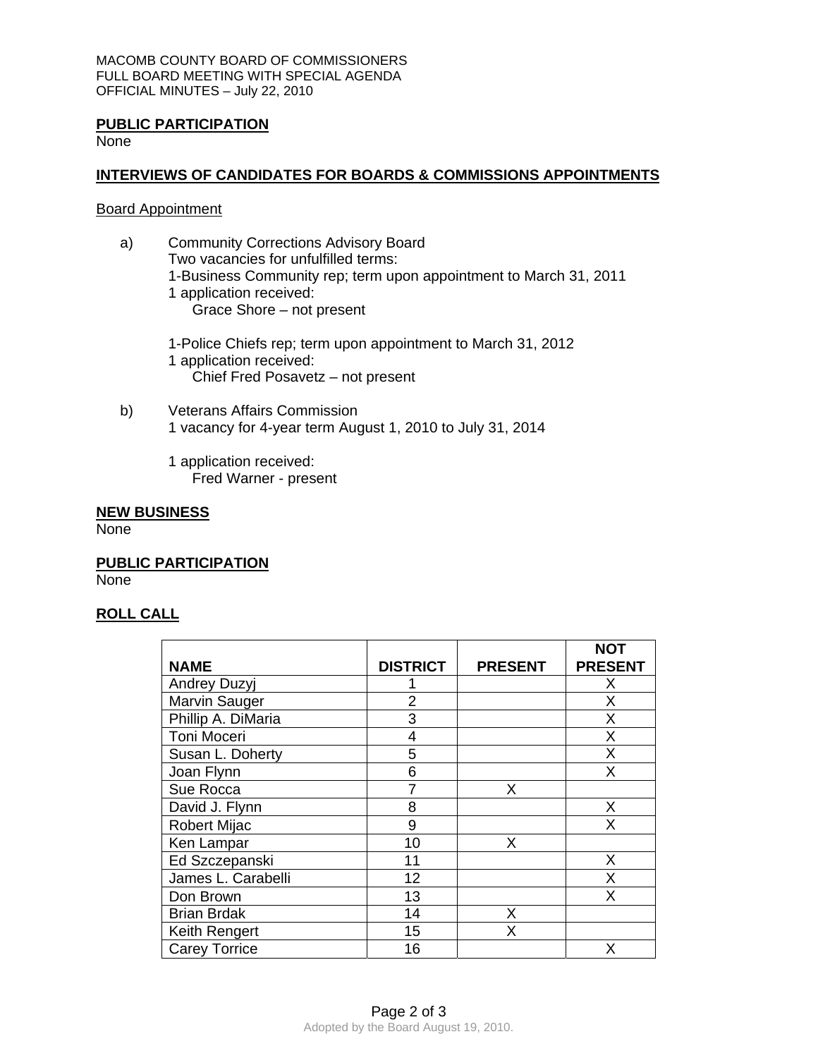**PUBLIC PARTICIPATION**
None

**INTERVIEWS OF CANDIDATES FOR BOARDS & COMMISSIONS APPOINTMENTS**

Board Appointment

a) Community Corrections Advisory Board
Two vacancies for unfulfilled terms:
1-Business Community rep; term upon appointment to March 31, 2011
1 application received:
Grace Shore – not present

1-Police Chiefs rep; term upon appointment to March 31, 2012
1 application received:
Chief Fred Posavetz – not present

b) Veterans Affairs Commission
1 vacancy for 4-year term August 1, 2010 to July 31, 2014

1 application received:
Fred Warner - present

**NEW BUSINESS**
None

**PUBLIC PARTICIPATION**
None

**ROLL CALL**

| NAME | DISTRICT | PRESENT | NOT PRESENT |
|---|---|---|---|
| Andrey Duzyj | 1 | | X |
| Marvin Sauger | 2 | | X |
| Phillip A. DiMaria | 3 | | X |
| Toni Moceri | 4 | | X |
| Susan L. Doherty | 5 | | X |
| Joan Flynn | 6 | | X |
| Sue Rocca | 7 | X | |
| David J. Flynn | 8 | | X |
| Robert Mijac | 9 | | X |
| Ken Lampar | 10 | X | |
| Ed Szczepanski | 11 | | X |
| James L. Carabelli | 12 | | X |
| Don Brown | 13 | | X |
| Brian Brdak | 14 | X | |
| Keith Rengert | 15 | X | |
| Carey Torrice | 16 | | X |

Adopted by the Board August 19, 2010.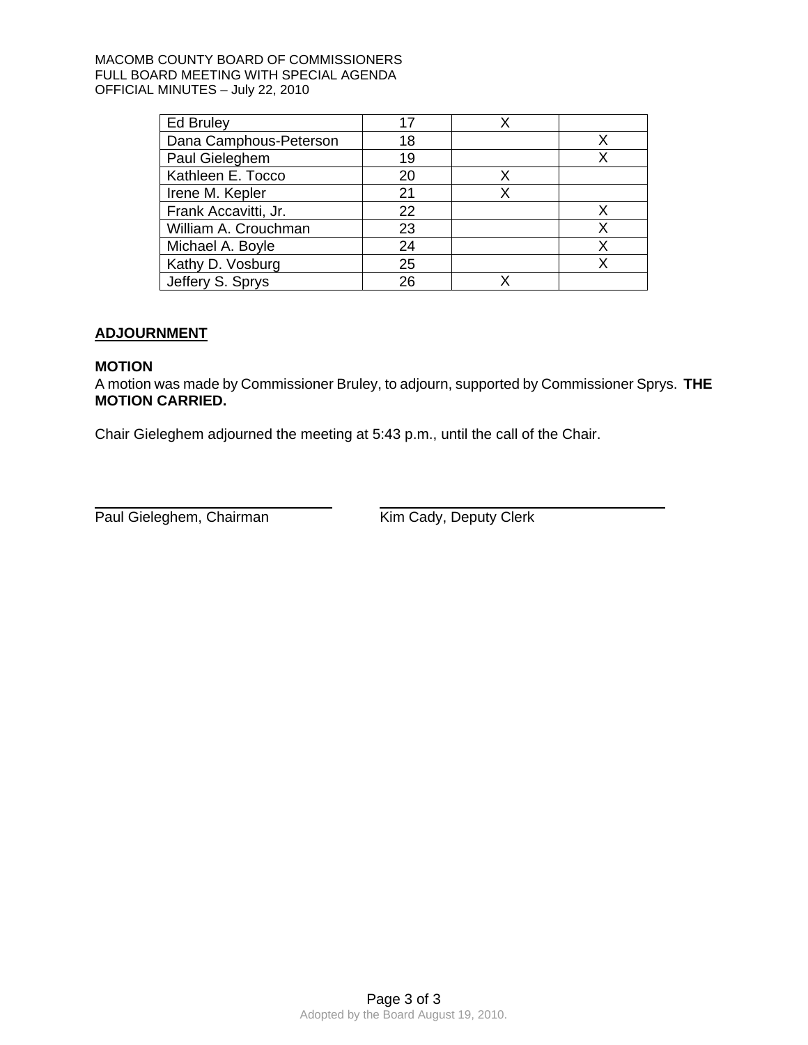| | | | |
|---|---|---|---|
| Ed Bruley | 17 | X | |
| Dana Camphous-Peterson | 18 | | X |
| Paul Gieleghem | 19 | | X |
| Kathleen E. Tocco | 20 | X | |
| Irene M. Kepler | 21 | X | |
| Frank Accavitti, Jr. | 22 | | X |
| William A. Crouchman | 23 | | X |
| Michael A. Boyle | 24 | | X |
| Kathy D. Vosburg | 25 | | X |
| Jeffery S. Sprys | 26 | X | |

## ADJOURNMENT

**MOTION**

A motion was made by Commissioner Bruley, to adjourn, supported by Commissioner Sprys. **THE MOTION CARRIED.**

Chair Gieleghem adjourned the meeting at 5:43 p.m., until the call of the Chair.

Paul Gieleghem, Chairman

Kim Cady, Deputy Clerk

Adopted by the Board August 19, 2010.